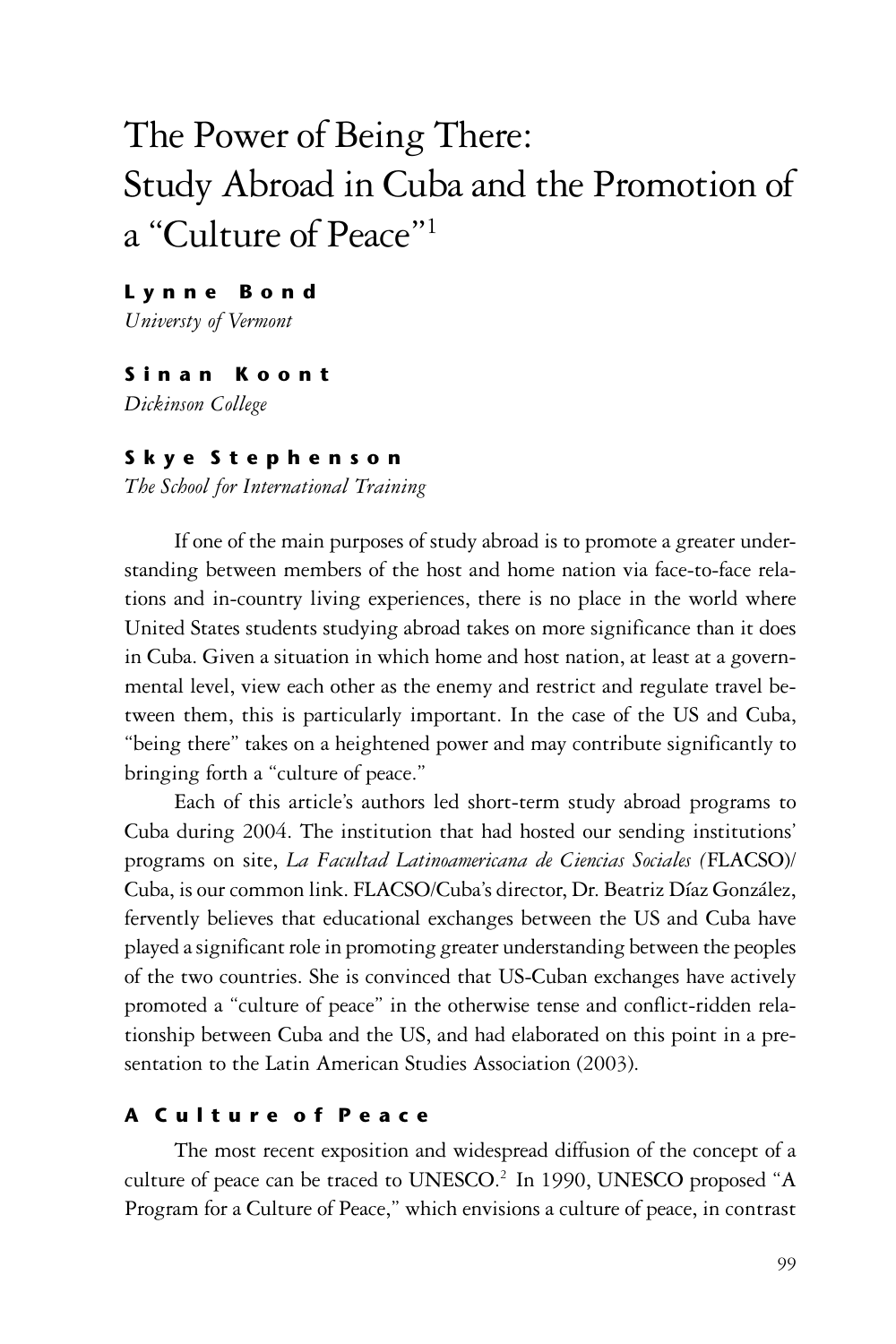# The Power of Being There: Study Abroad in Cuba and the Promotion of a "Culture of Peace"[1]

**Lynne Bond**
*Universty of Vermont*

**Sinan Koont**
*Dickinson College*

**Skye Stephenson**
*The School for International Training*

If one of the main purposes of study abroad is to promote a greater understanding between members of the host and home nation via face-to-face relations and in-country living experiences, there is no place in the world where United States students studying abroad takes on more significance than it does in Cuba. Given a situation in which home and host nation, at least at a governmental level, view each other as the enemy and restrict and regulate travel between them, this is particularly important. In the case of the US and Cuba, "being there" takes on a heightened power and may contribute significantly to bringing forth a "culture of peace."

Each of this article's authors led short-term study abroad programs to Cuba during 2004. The institution that had hosted our sending institutions' programs on site, *La Facultad Latinoamericana de Ciencias Sociales (*FLACSO)/ Cuba, is our common link. FLACSO/Cuba's director, Dr. Beatriz Díaz González, fervently believes that educational exchanges between the US and Cuba have played a significant role in promoting greater understanding between the peoples of the two countries. She is convinced that US-Cuban exchanges have actively promoted a "culture of peace" in the otherwise tense and conflict-ridden relationship between Cuba and the US, and had elaborated on this point in a presentation to the Latin American Studies Association (2003).

## A Culture of Peace

The most recent exposition and widespread diffusion of the concept of a culture of peace can be traced to UNESCO.[2] In 1990, UNESCO proposed "A Program for a Culture of Peace," which envisions a culture of peace, in contrast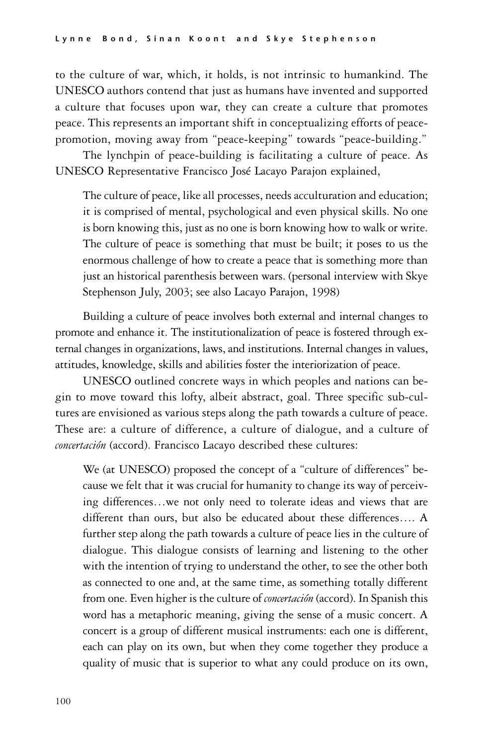to the culture of war, which, it holds, is not intrinsic to humankind. The UNESCO authors contend that just as humans have invented and supported a culture that focuses upon war, they can create a culture that promotes peace. This represents an important shift in conceptualizing efforts of peace-promotion, moving away from "peace-keeping" towards "peace-building."

The lynchpin of peace-building is facilitating a culture of peace. As UNESCO Representative Francisco José Lacayo Parajon explained,

> The culture of peace, like all processes, needs acculturation and education; it is comprised of mental, psychological and even physical skills. No one is born knowing this, just as no one is born knowing how to walk or write. The culture of peace is something that must be built; it poses to us the enormous challenge of how to create a peace that is something more than just an historical parenthesis between wars. (personal interview with Skye Stephenson July, 2003; see also Lacayo Parajon, 1998)

Building a culture of peace involves both external and internal changes to promote and enhance it. The institutionalization of peace is fostered through external changes in organizations, laws, and institutions. Internal changes in values, attitudes, knowledge, skills and abilities foster the interiorization of peace.

UNESCO outlined concrete ways in which peoples and nations can begin to move toward this lofty, albeit abstract, goal. Three specific sub-cultures are envisioned as various steps along the path towards a culture of peace. These are: a culture of difference, a culture of dialogue, and a culture of *concertación* (accord). Francisco Lacayo described these cultures:

> We (at UNESCO) proposed the concept of a "culture of differences" because we felt that it was crucial for humanity to change its way of perceiving differences…we not only need to tolerate ideas and views that are different than ours, but also be educated about these differences…. A further step along the path towards a culture of peace lies in the culture of dialogue. This dialogue consists of learning and listening to the other with the intention of trying to understand the other, to see the other both as connected to one and, at the same time, as something totally different from one. Even higher is the culture of *concertación* (accord). In Spanish this word has a metaphoric meaning, giving the sense of a music concert. A concert is a group of different musical instruments: each one is different, each can play on its own, but when they come together they produce a quality of music that is superior to what any could produce on its own,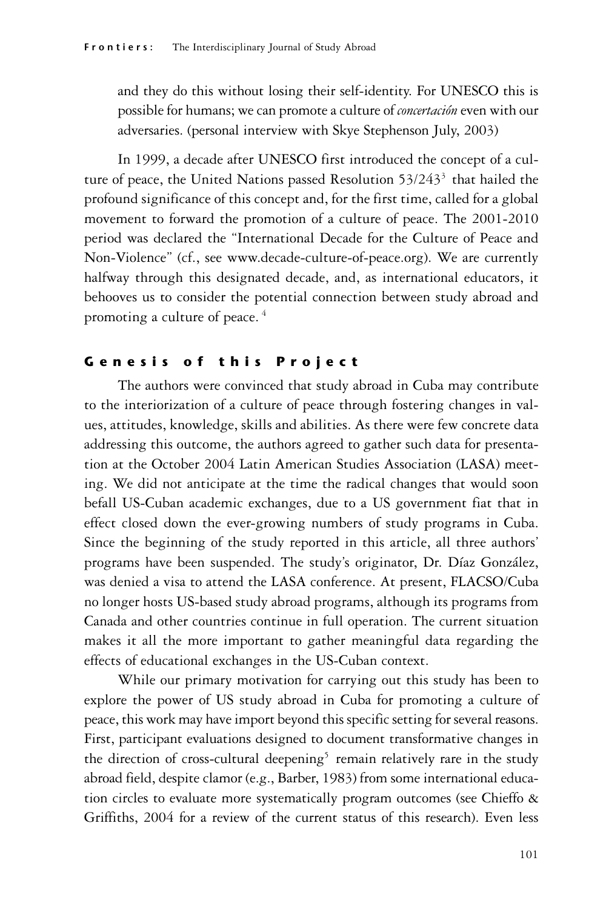and they do this without losing their self-identity. For UNESCO this is possible for humans; we can promote a culture of *concertación* even with our adversaries. (personal interview with Skye Stephenson July, 2003)

In 1999, a decade after UNESCO first introduced the concept of a culture of peace, the United Nations passed Resolution 53/243[3] that hailed the profound significance of this concept and, for the first time, called for a global movement to forward the promotion of a culture of peace. The 2001-2010 period was declared the "International Decade for the Culture of Peace and Non-Violence" (cf., see www.decade-culture-of-peace.org). We are currently halfway through this designated decade, and, as international educators, it behooves us to consider the potential connection between study abroad and promoting a culture of peace.[4]

## Genesis of this Project

The authors were convinced that study abroad in Cuba may contribute to the interiorization of a culture of peace through fostering changes in values, attitudes, knowledge, skills and abilities. As there were few concrete data addressing this outcome, the authors agreed to gather such data for presentation at the October 2004 Latin American Studies Association (LASA) meeting. We did not anticipate at the time the radical changes that would soon befall US-Cuban academic exchanges, due to a US government fiat that in effect closed down the ever-growing numbers of study programs in Cuba. Since the beginning of the study reported in this article, all three authors' programs have been suspended. The study's originator, Dr. Díaz González, was denied a visa to attend the LASA conference. At present, FLACSO/Cuba no longer hosts US-based study abroad programs, although its programs from Canada and other countries continue in full operation. The current situation makes it all the more important to gather meaningful data regarding the effects of educational exchanges in the US-Cuban context.

While our primary motivation for carrying out this study has been to explore the power of US study abroad in Cuba for promoting a culture of peace, this work may have import beyond this specific setting for several reasons. First, participant evaluations designed to document transformative changes in the direction of cross-cultural deepening[5] remain relatively rare in the study abroad field, despite clamor (e.g., Barber, 1983) from some international education circles to evaluate more systematically program outcomes (see Chieffo & Griffiths, 2004 for a review of the current status of this research). Even less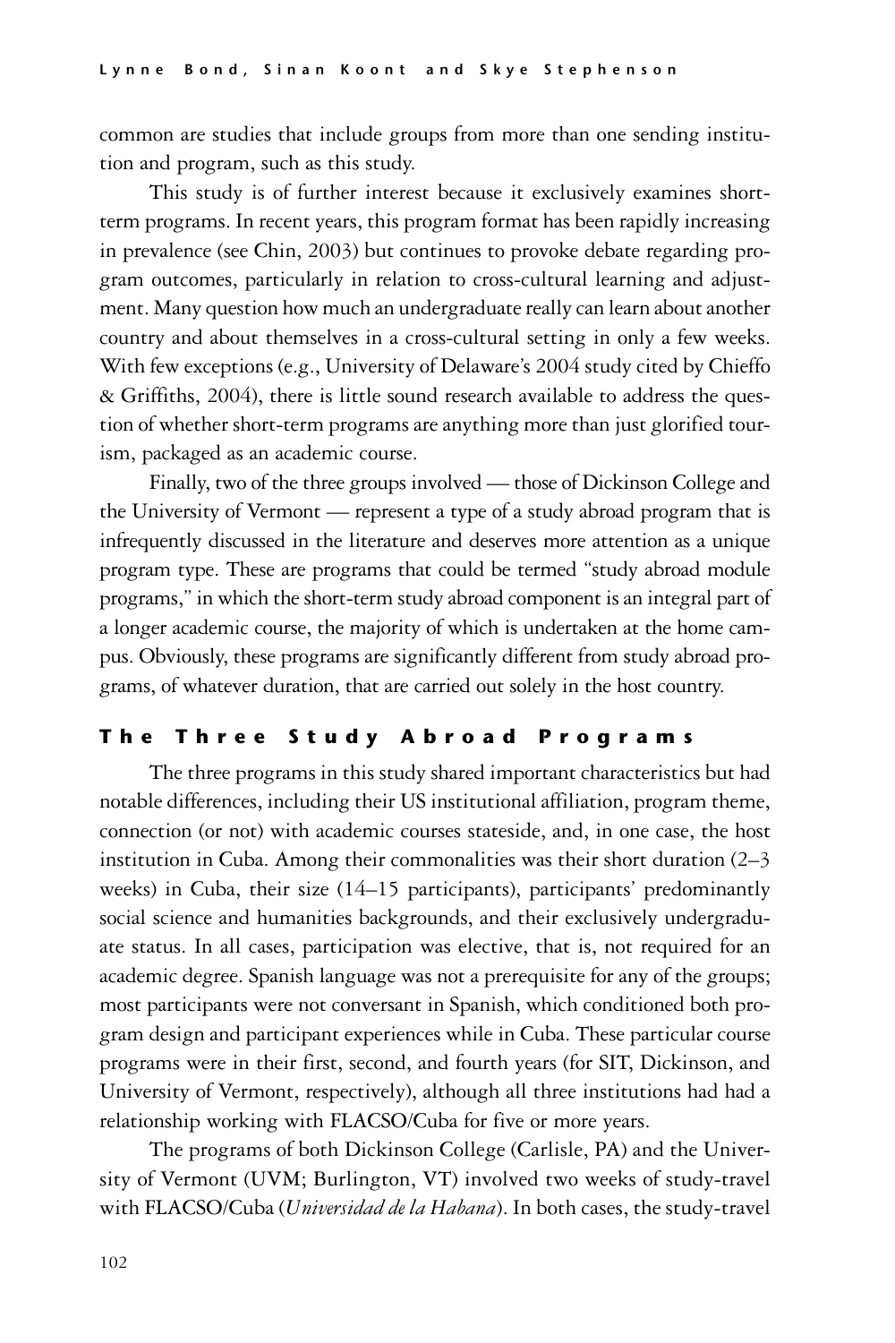common are studies that include groups from more than one sending institution and program, such as this study.

This study is of further interest because it exclusively examines short-term programs. In recent years, this program format has been rapidly increasing in prevalence (see Chin, 2003) but continues to provoke debate regarding program outcomes, particularly in relation to cross-cultural learning and adjustment. Many question how much an undergraduate really can learn about another country and about themselves in a cross-cultural setting in only a few weeks. With few exceptions (e.g., University of Delaware's 2004 study cited by Chieffo & Griffiths, 2004), there is little sound research available to address the question of whether short-term programs are anything more than just glorified tourism, packaged as an academic course.

Finally, two of the three groups involved — those of Dickinson College and the University of Vermont — represent a type of a study abroad program that is infrequently discussed in the literature and deserves more attention as a unique program type. These are programs that could be termed "study abroad module programs," in which the short-term study abroad component is an integral part of a longer academic course, the majority of which is undertaken at the home campus. Obviously, these programs are significantly different from study abroad programs, of whatever duration, that are carried out solely in the host country.

## The Three Study Abroad Programs

The three programs in this study shared important characteristics but had notable differences, including their US institutional affiliation, program theme, connection (or not) with academic courses stateside, and, in one case, the host institution in Cuba. Among their commonalities was their short duration (2–3 weeks) in Cuba, their size (14–15 participants), participants' predominantly social science and humanities backgrounds, and their exclusively undergraduate status. In all cases, participation was elective, that is, not required for an academic degree. Spanish language was not a prerequisite for any of the groups; most participants were not conversant in Spanish, which conditioned both program design and participant experiences while in Cuba. These particular course programs were in their first, second, and fourth years (for SIT, Dickinson, and University of Vermont, respectively), although all three institutions had had a relationship working with FLACSO/Cuba for five or more years.

The programs of both Dickinson College (Carlisle, PA) and the University of Vermont (UVM; Burlington, VT) involved two weeks of study-travel with FLACSO/Cuba (*Universidad de la Habana*). In both cases, the study-travel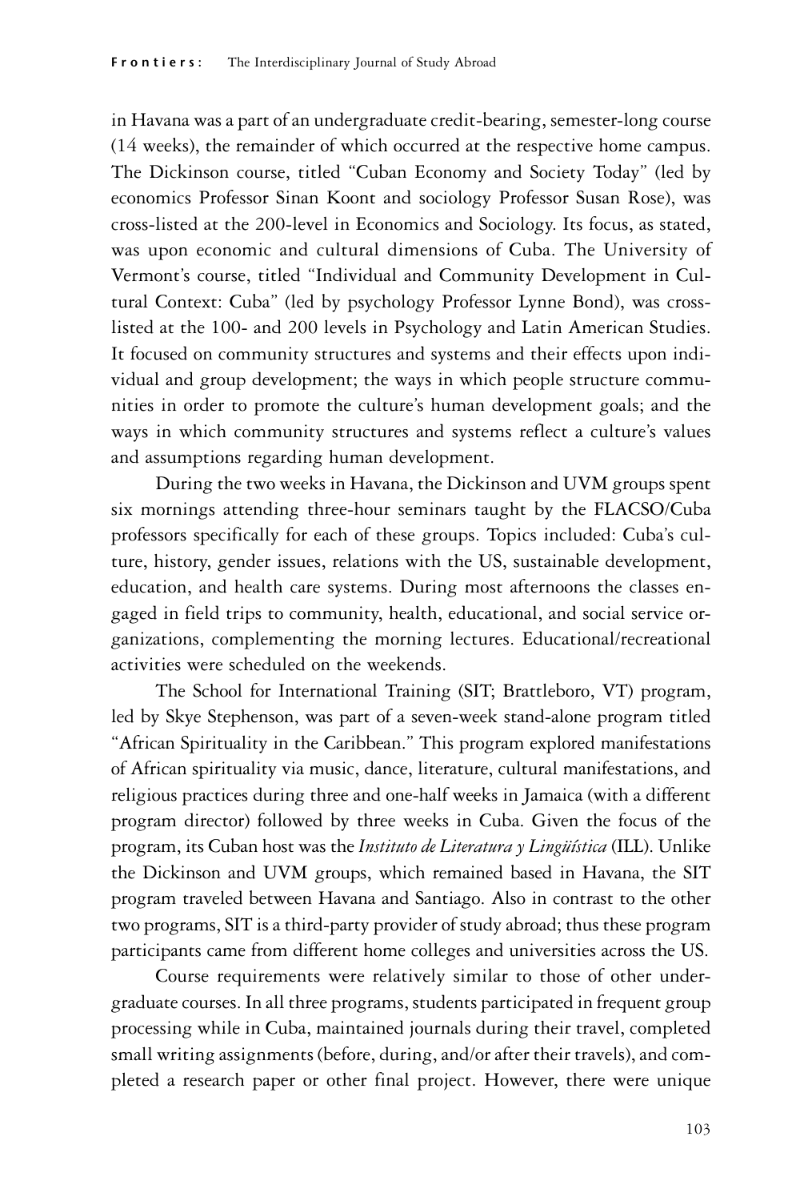in Havana was a part of an undergraduate credit-bearing, semester-long course (14 weeks), the remainder of which occurred at the respective home campus. The Dickinson course, titled "Cuban Economy and Society Today" (led by economics Professor Sinan Koont and sociology Professor Susan Rose), was cross-listed at the 200-level in Economics and Sociology. Its focus, as stated, was upon economic and cultural dimensions of Cuba. The University of Vermont's course, titled "Individual and Community Development in Cultural Context: Cuba" (led by psychology Professor Lynne Bond), was cross-listed at the 100- and 200 levels in Psychology and Latin American Studies. It focused on community structures and systems and their effects upon individual and group development; the ways in which people structure communities in order to promote the culture's human development goals; and the ways in which community structures and systems reflect a culture's values and assumptions regarding human development.

During the two weeks in Havana, the Dickinson and UVM groups spent six mornings attending three-hour seminars taught by the FLACSO/Cuba professors specifically for each of these groups. Topics included: Cuba's culture, history, gender issues, relations with the US, sustainable development, education, and health care systems. During most afternoons the classes engaged in field trips to community, health, educational, and social service organizations, complementing the morning lectures. Educational/recreational activities were scheduled on the weekends.

The School for International Training (SIT; Brattleboro, VT) program, led by Skye Stephenson, was part of a seven-week stand-alone program titled "African Spirituality in the Caribbean." This program explored manifestations of African spirituality via music, dance, literature, cultural manifestations, and religious practices during three and one-half weeks in Jamaica (with a different program director) followed by three weeks in Cuba. Given the focus of the program, its Cuban host was the *Instituto de Literatura y Lingüística* (ILL). Unlike the Dickinson and UVM groups, which remained based in Havana, the SIT program traveled between Havana and Santiago. Also in contrast to the other two programs, SIT is a third-party provider of study abroad; thus these program participants came from different home colleges and universities across the US.

Course requirements were relatively similar to those of other undergraduate courses. In all three programs, students participated in frequent group processing while in Cuba, maintained journals during their travel, completed small writing assignments (before, during, and/or after their travels), and completed a research paper or other final project. However, there were unique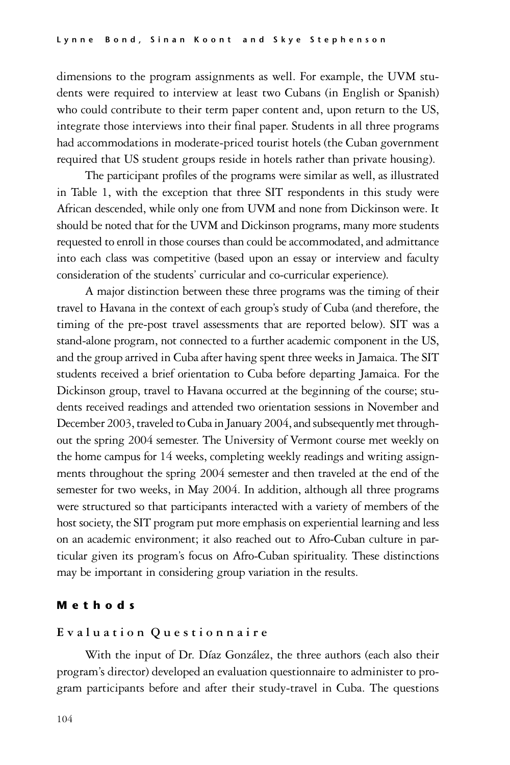dimensions to the program assignments as well. For example, the UVM students were required to interview at least two Cubans (in English or Spanish) who could contribute to their term paper content and, upon return to the US, integrate those interviews into their final paper. Students in all three programs had accommodations in moderate-priced tourist hotels (the Cuban government required that US student groups reside in hotels rather than private housing).

The participant profiles of the programs were similar as well, as illustrated in Table 1, with the exception that three SIT respondents in this study were African descended, while only one from UVM and none from Dickinson were. It should be noted that for the UVM and Dickinson programs, many more students requested to enroll in those courses than could be accommodated, and admittance into each class was competitive (based upon an essay or interview and faculty consideration of the students' curricular and co-curricular experience).

A major distinction between these three programs was the timing of their travel to Havana in the context of each group's study of Cuba (and therefore, the timing of the pre-post travel assessments that are reported below). SIT was a stand-alone program, not connected to a further academic component in the US, and the group arrived in Cuba after having spent three weeks in Jamaica. The SIT students received a brief orientation to Cuba before departing Jamaica. For the Dickinson group, travel to Havana occurred at the beginning of the course; students received readings and attended two orientation sessions in November and December 2003, traveled to Cuba in January 2004, and subsequently met throughout the spring 2004 semester. The University of Vermont course met weekly on the home campus for 14 weeks, completing weekly readings and writing assignments throughout the spring 2004 semester and then traveled at the end of the semester for two weeks, in May 2004. In addition, although all three programs were structured so that participants interacted with a variety of members of the host society, the SIT program put more emphasis on experiential learning and less on an academic environment; it also reached out to Afro-Cuban culture in particular given its program's focus on Afro-Cuban spirituality. These distinctions may be important in considering group variation in the results.

## Methods

### Evaluation Questionnaire

With the input of Dr. Díaz González, the three authors (each also their program's director) developed an evaluation questionnaire to administer to program participants before and after their study-travel in Cuba. The questions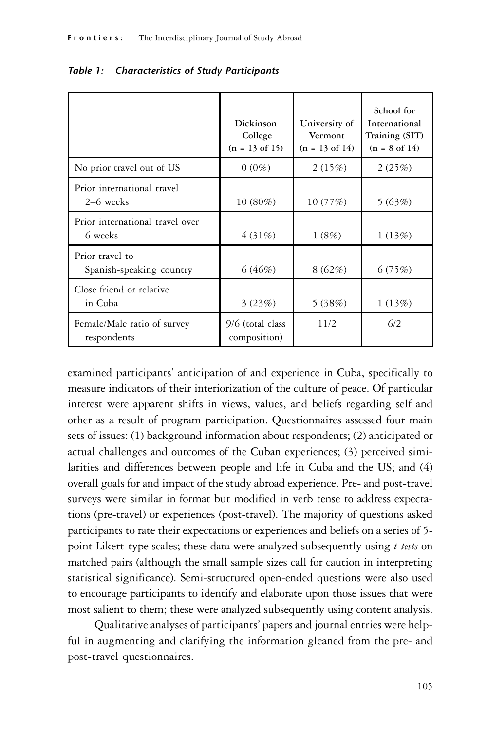*Table 1: Characteristics of Study Participants*

| | Dickinson College (n = 13 of 15) | University of Vermont (n = 13 of 14) | School for International Training (SIT) (n = 8 of 14) |
|---|---|---|---|
| No prior travel out of US | 0 (0%) | 2 (15%) | 2 (25%) |
| Prior international travel 2–6 weeks | 10 (80%) | 10 (77%) | 5 (63%) |
| Prior international travel over 6 weeks | 4 (31%) | 1 (8%) | 1 (13%) |
| Prior travel to Spanish-speaking country | 6 (46%) | 8 (62%) | 6 (75%) |
| Close friend or relative in Cuba | 3 (23%) | 5 (38%) | 1 (13%) |
| Female/Male ratio of survey respondents | 9/6 (total class composition) | 11/2 | 6/2 |

examined participants' anticipation of and experience in Cuba, specifically to measure indicators of their interiorization of the culture of peace. Of particular interest were apparent shifts in views, values, and beliefs regarding self and other as a result of program participation. Questionnaires assessed four main sets of issues: (1) background information about respondents; (2) anticipated or actual challenges and outcomes of the Cuban experiences; (3) perceived similarities and differences between people and life in Cuba and the US; and (4) overall goals for and impact of the study abroad experience. Pre- and post-travel surveys were similar in format but modified in verb tense to address expectations (pre-travel) or experiences (post-travel). The majority of questions asked participants to rate their expectations or experiences and beliefs on a series of 5-point Likert-type scales; these data were analyzed subsequently using *t-tests* on matched pairs (although the small sample sizes call for caution in interpreting statistical significance). Semi-structured open-ended questions were also used to encourage participants to identify and elaborate upon those issues that were most salient to them; these were analyzed subsequently using content analysis.

Qualitative analyses of participants' papers and journal entries were helpful in augmenting and clarifying the information gleaned from the pre- and post-travel questionnaires.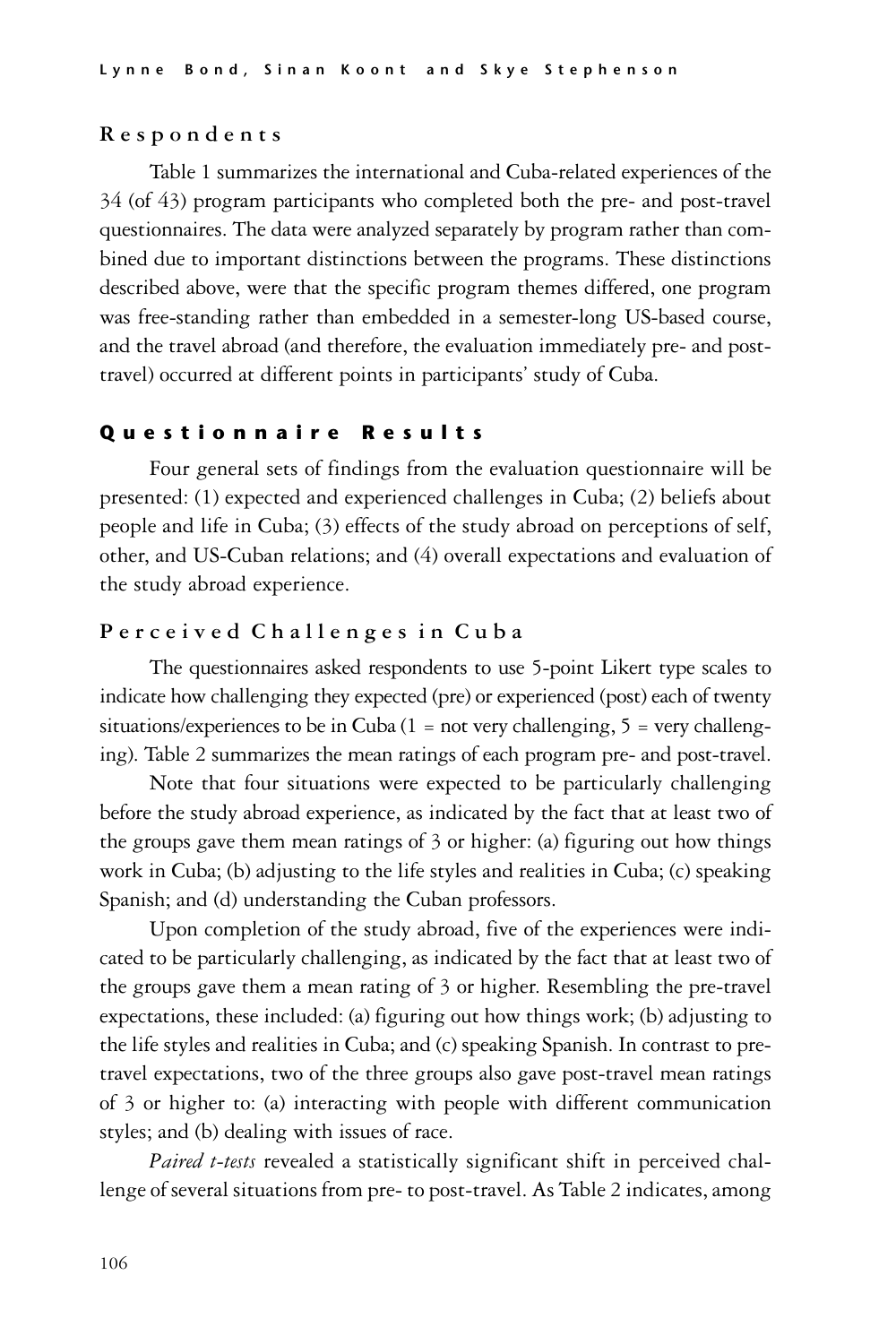## Respondents

Table 1 summarizes the international and Cuba-related experiences of the 34 (of 43) program participants who completed both the pre- and post-travel questionnaires. The data were analyzed separately by program rather than combined due to important distinctions between the programs. These distinctions described above, were that the specific program themes differed, one program was free-standing rather than embedded in a semester-long US-based course, and the travel abroad (and therefore, the evaluation immediately pre- and post-travel) occurred at different points in participants' study of Cuba.

## Questionnaire Results

Four general sets of findings from the evaluation questionnaire will be presented: (1) expected and experienced challenges in Cuba; (2) beliefs about people and life in Cuba; (3) effects of the study abroad on perceptions of self, other, and US-Cuban relations; and (4) overall expectations and evaluation of the study abroad experience.

### Perceived Challenges in Cuba

The questionnaires asked respondents to use 5-point Likert type scales to indicate how challenging they expected (pre) or experienced (post) each of twenty situations/experiences to be in Cuba (1 = not very challenging, 5 = very challenging). Table 2 summarizes the mean ratings of each program pre- and post-travel.

Note that four situations were expected to be particularly challenging before the study abroad experience, as indicated by the fact that at least two of the groups gave them mean ratings of 3 or higher: (a) figuring out how things work in Cuba; (b) adjusting to the life styles and realities in Cuba; (c) speaking Spanish; and (d) understanding the Cuban professors.

Upon completion of the study abroad, five of the experiences were indicated to be particularly challenging, as indicated by the fact that at least two of the groups gave them a mean rating of 3 or higher. Resembling the pre-travel expectations, these included: (a) figuring out how things work; (b) adjusting to the life styles and realities in Cuba; and (c) speaking Spanish. In contrast to pre-travel expectations, two of the three groups also gave post-travel mean ratings of 3 or higher to: (a) interacting with people with different communication styles; and (b) dealing with issues of race.

*Paired t-tests* revealed a statistically significant shift in perceived challenge of several situations from pre- to post-travel. As Table 2 indicates, among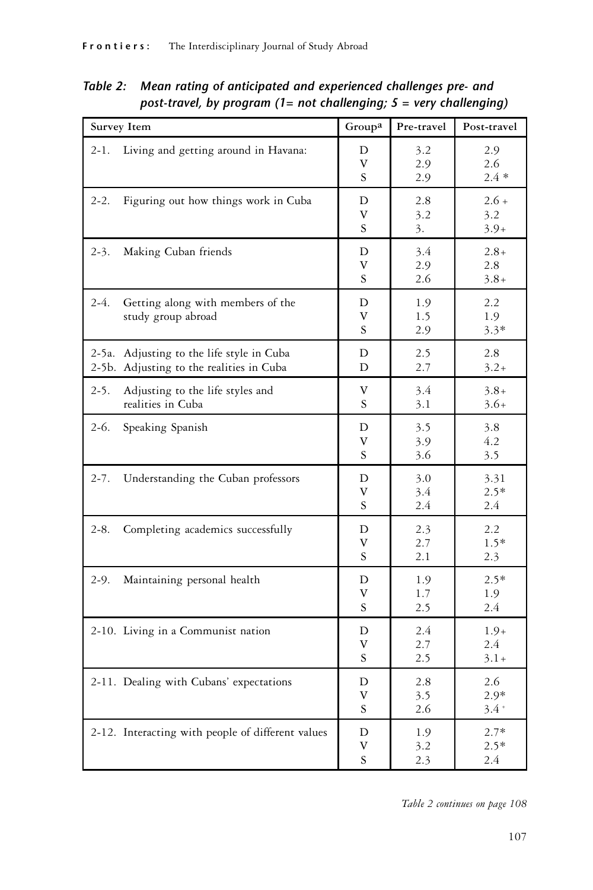***Table 2: Mean rating of anticipated and experienced challenges pre- and post-travel, by program (1= not challenging; 5 = very challenging)***

| Survey Item | Group[a] | Pre-travel | Post-travel |
|---|---|---|---|
| 2-1. Living and getting around in Havana: | D | 3.2 | 2.9 |
| | V | 2.9 | 2.6 |
| | S | 2.9 | 2.4 * |
| 2-2. Figuring out how things work in Cuba | D | 2.8 | 2.6 + |
| | V | 3.2 | 3.2 |
| | S | 3. | 3.9+ |
| 2-3. Making Cuban friends | D | 3.4 | 2.8+ |
| | V | 2.9 | 2.8 |
| | S | 2.6 | 3.8+ |
| 2-4. Getting along with members of the study group abroad | D | 1.9 | 2.2 |
| | V | 1.5 | 1.9 |
| | S | 2.9 | 3.3* |
| 2-5a. Adjusting to the life style in Cuba | D | 2.5 | 2.8 |
| 2-5b. Adjusting to the realities in Cuba | D | 2.7 | 3.2+ |
| 2-5. Adjusting to the life styles and realities in Cuba | V | 3.4 | 3.8+ |
| | S | 3.1 | 3.6+ |
| 2-6. Speaking Spanish | D | 3.5 | 3.8 |
| | V | 3.9 | 4.2 |
| | S | 3.6 | 3.5 |
| 2-7. Understanding the Cuban professors | D | 3.0 | 3.31 |
| | V | 3.4 | 2.5* |
| | S | 2.4 | 2.4 |
| 2-8. Completing academics successfully | D | 2.3 | 2.2 |
| | V | 2.7 | 1.5* |
| | S | 2.1 | 2.3 |
| 2-9. Maintaining personal health | D | 1.9 | 2.5* |
| | V | 1.7 | 1.9 |
| | S | 2.5 | 2.4 |
| 2-10. Living in a Communist nation | D | 2.4 | 1.9+ |
| | V | 2.7 | 2.4 |
| | S | 2.5 | 3.1+ |
| 2-11. Dealing with Cubans' expectations | D | 2.8 | 2.6 |
| | V | 3.5 | 2.9* |
| | S | 2.6 | 3.4+ |
| 2-12. Interacting with people of different values | D | 1.9 | 2.7* |
| | V | 3.2 | 2.5* |
| | S | 2.3 | 2.4 |

*Table 2 continues on page 108*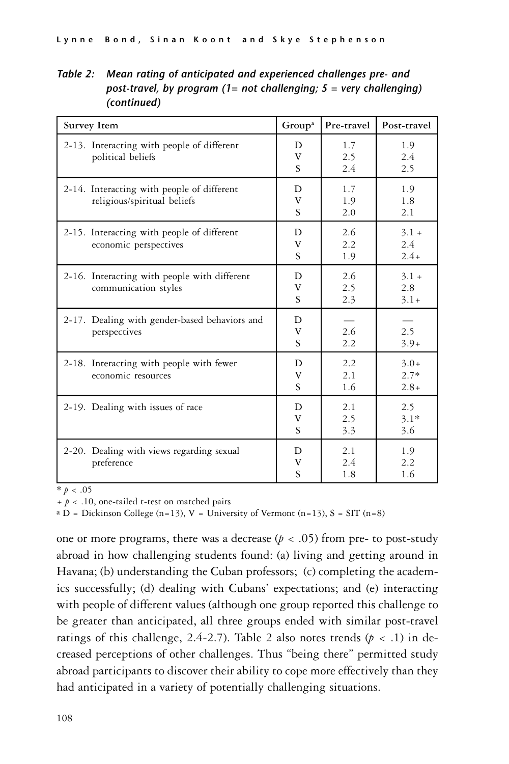*Table 2: Mean rating of anticipated and experienced challenges pre- and post-travel, by program (1= not challenging; 5 = very challenging) (continued)*

| Survey Item | Group[a] | Pre-travel | Post-travel |
|---|---|---|---|
| 2-13. Interacting with people of different political beliefs | D | 1.7 | 1.9 |
| | V | 2.5 | 2.4 |
| | S | 2.4 | 2.5 |
| 2-14. Interacting with people of different religious/spiritual beliefs | D | 1.7 | 1.9 |
| | V | 1.9 | 1.8 |
| | S | 2.0 | 2.1 |
| 2-15. Interacting with people of different economic perspectives | D | 2.6 | 3.1 + |
| | V | 2.2 | 2.4 |
| | S | 1.9 | 2.4+ |
| 2-16. Interacting with people with different communication styles | D | 2.6 | 3.1 + |
| | V | 2.5 | 2.8 |
| | S | 2.3 | 3.1+ |
| 2-17. Dealing with gender-based behaviors and perspectives | D | — | — |
| | V | 2.6 | 2.5 |
| | S | 2.2 | 3.9+ |
| 2-18. Interacting with people with fewer economic resources | D | 2.2 | 3.0+ |
| | V | 2.1 | 2.7* |
| | S | 1.6 | 2.8+ |
| 2-19. Dealing with issues of race | D | 2.1 | 2.5 |
| | V | 2.5 | 3.1* |
| | S | 3.3 | 3.6 |
| 2-20. Dealing with views regarding sexual preference | D | 2.1 | 1.9 |
| | V | 2.4 | 2.2 |
| | S | 1.8 | 1.6 |

* $p < .05$

+ $p < .10$, one-tailed t-test on matched pairs

[a] D = Dickinson College (n=13), V = University of Vermont (n=13), S = SIT (n=8)

one or more programs, there was a decrease ($p < .05$) from pre- to post-study abroad in how challenging students found: (a) living and getting around in Havana; (b) understanding the Cuban professors; (c) completing the academics successfully; (d) dealing with Cubans' expectations; and (e) interacting with people of different values (although one group reported this challenge to be greater than anticipated, all three groups ended with similar post-travel ratings of this challenge, 2.4-2.7). Table 2 also notes trends ($p < .1$) in decreased perceptions of other challenges. Thus "being there" permitted study abroad participants to discover their ability to cope more effectively than they had anticipated in a variety of potentially challenging situations.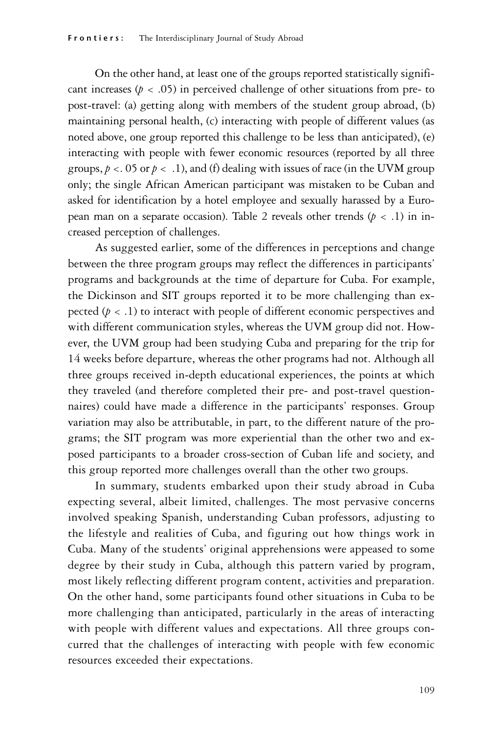On the other hand, at least one of the groups reported statistically significant increases ($p < .05$) in perceived challenge of other situations from pre- to post-travel: (a) getting along with members of the student group abroad, (b) maintaining personal health, (c) interacting with people of different values (as noted above, one group reported this challenge to be less than anticipated), (e) interacting with people with fewer economic resources (reported by all three groups, $p < .05$ or $p < .1$), and (f) dealing with issues of race (in the UVM group only; the single African American participant was mistaken to be Cuban and asked for identification by a hotel employee and sexually harassed by a European man on a separate occasion). Table 2 reveals other trends ($p < .1$) in increased perception of challenges.

As suggested earlier, some of the differences in perceptions and change between the three program groups may reflect the differences in participants' programs and backgrounds at the time of departure for Cuba. For example, the Dickinson and SIT groups reported it to be more challenging than expected ($p < .1$) to interact with people of different economic perspectives and with different communication styles, whereas the UVM group did not. However, the UVM group had been studying Cuba and preparing for the trip for 14 weeks before departure, whereas the other programs had not. Although all three groups received in-depth educational experiences, the points at which they traveled (and therefore completed their pre- and post-travel questionnaires) could have made a difference in the participants' responses. Group variation may also be attributable, in part, to the different nature of the programs; the SIT program was more experiential than the other two and exposed participants to a broader cross-section of Cuban life and society, and this group reported more challenges overall than the other two groups.

In summary, students embarked upon their study abroad in Cuba expecting several, albeit limited, challenges. The most pervasive concerns involved speaking Spanish, understanding Cuban professors, adjusting to the lifestyle and realities of Cuba, and figuring out how things work in Cuba. Many of the students' original apprehensions were appeased to some degree by their study in Cuba, although this pattern varied by program, most likely reflecting different program content, activities and preparation. On the other hand, some participants found other situations in Cuba to be more challenging than anticipated, particularly in the areas of interacting with people with different values and expectations. All three groups concurred that the challenges of interacting with people with few economic resources exceeded their expectations.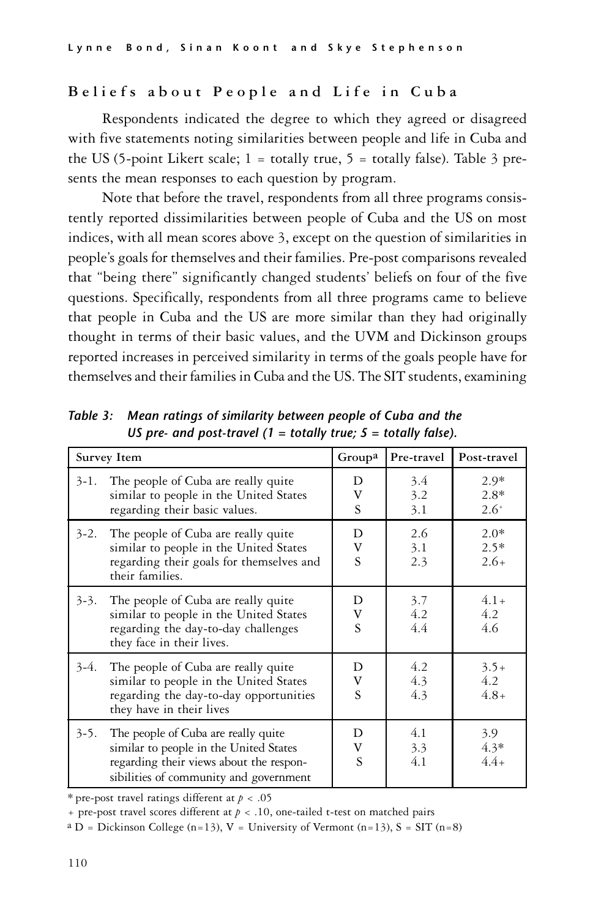## Beliefs about People and Life in Cuba

Respondents indicated the degree to which they agreed or disagreed with five statements noting similarities between people and life in Cuba and the US (5-point Likert scale; 1 = totally true, 5 = totally false). Table 3 presents the mean responses to each question by program.

Note that before the travel, respondents from all three programs consistently reported dissimilarities between people of Cuba and the US on most indices, with all mean scores above 3, except on the question of similarities in people's goals for themselves and their families. Pre-post comparisons revealed that "being there" significantly changed students' beliefs on four of the five questions. Specifically, respondents from all three programs came to believe that people in Cuba and the US are more similar than they had originally thought in terms of their basic values, and the UVM and Dickinson groups reported increases in perceived similarity in terms of the goals people have for themselves and their families in Cuba and the US. The SIT students, examining

***Table 3: Mean ratings of similarity between people of Cuba and the US pre- and post-travel (1 = totally true; 5 = totally false).***

| Survey Item | Group[a] | Pre-travel | Post-travel |
|---|---|---|---|
| 3-1. The people of Cuba are really quite similar to people in the United States regarding their basic values. | D | 3.4 | 2.9* |
| | V | 3.2 | 2.8* |
| | S | 3.1 | 2.6+ |
| 3-2. The people of Cuba are really quite similar to people in the United States regarding their goals for themselves and their families. | D | 2.6 | 2.0* |
| | V | 3.1 | 2.5* |
| | S | 2.3 | 2.6+ |
| 3-3. The people of Cuba are really quite similar to people in the United States regarding the day-to-day challenges they face in their lives. | D | 3.7 | 4.1+ |
| | V | 4.2 | 4.2 |
| | S | 4.4 | 4.6 |
| 3-4. The people of Cuba are really quite similar to people in the United States regarding the day-to-day opportunities they have in their lives | D | 4.2 | 3.5+ |
| | V | 4.3 | 4.2 |
| | S | 4.3 | 4.8+ |
| 3-5. The people of Cuba are really quite similar to people in the United States regarding their views about the responsibilities of community and government | D | 4.1 | 3.9 |
| | V | 3.3 | 4.3* |
| | S | 4.1 | 4.4+ |

\* pre-post travel ratings different at $p < .05$

\+ pre-post travel scores different at $p < .10$, one-tailed t-test on matched pairs

[a] D = Dickinson College (n=13), V = University of Vermont (n=13), S = SIT (n=8)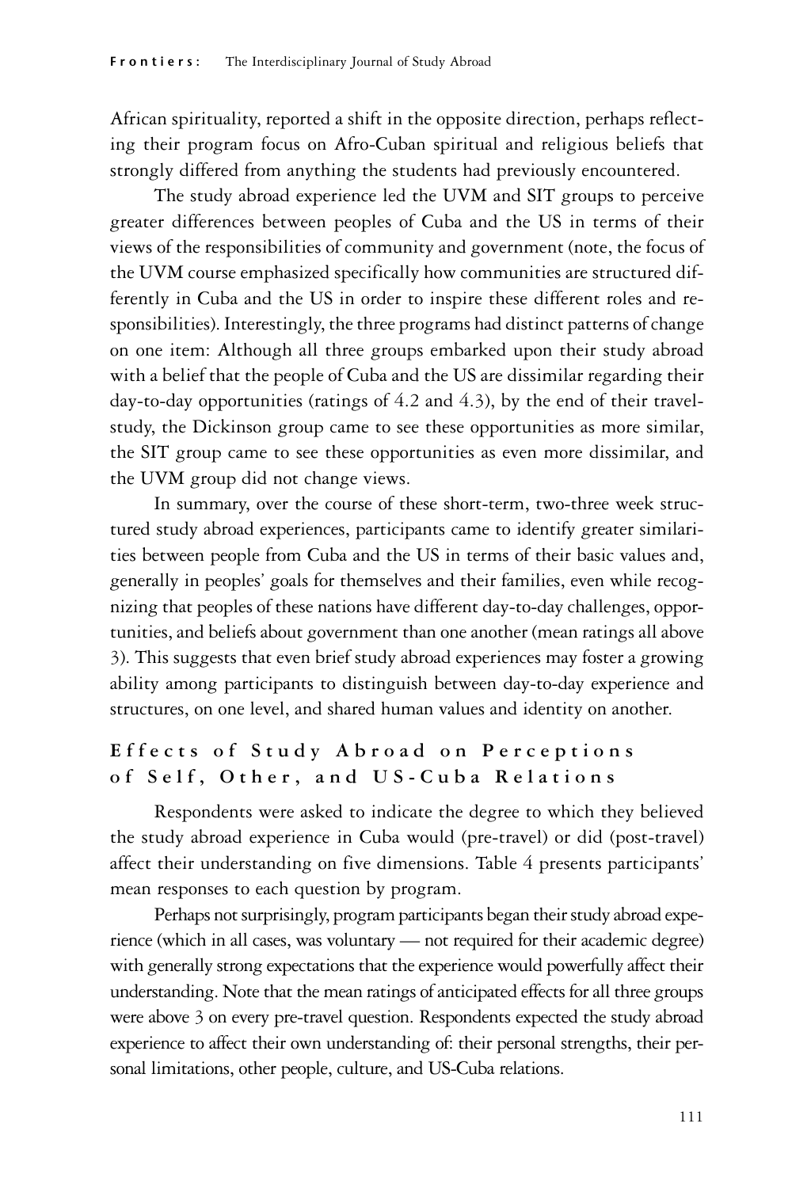African spirituality, reported a shift in the opposite direction, perhaps reflecting their program focus on Afro-Cuban spiritual and religious beliefs that strongly differed from anything the students had previously encountered.

The study abroad experience led the UVM and SIT groups to perceive greater differences between peoples of Cuba and the US in terms of their views of the responsibilities of community and government (note, the focus of the UVM course emphasized specifically how communities are structured differently in Cuba and the US in order to inspire these different roles and responsibilities). Interestingly, the three programs had distinct patterns of change on one item: Although all three groups embarked upon their study abroad with a belief that the people of Cuba and the US are dissimilar regarding their day-to-day opportunities (ratings of 4.2 and 4.3), by the end of their travel-study, the Dickinson group came to see these opportunities as more similar, the SIT group came to see these opportunities as even more dissimilar, and the UVM group did not change views.

In summary, over the course of these short-term, two-three week structured study abroad experiences, participants came to identify greater similarities between people from Cuba and the US in terms of their basic values and, generally in peoples' goals for themselves and their families, even while recognizing that peoples of these nations have different day-to-day challenges, opportunities, and beliefs about government than one another (mean ratings all above 3). This suggests that even brief study abroad experiences may foster a growing ability among participants to distinguish between day-to-day experience and structures, on one level, and shared human values and identity on another.

## Effects of Study Abroad on Perceptions of Self, Other, and US-Cuba Relations

Respondents were asked to indicate the degree to which they believed the study abroad experience in Cuba would (pre-travel) or did (post-travel) affect their understanding on five dimensions. Table 4 presents participants' mean responses to each question by program.

Perhaps not surprisingly, program participants began their study abroad experience (which in all cases, was voluntary — not required for their academic degree) with generally strong expectations that the experience would powerfully affect their understanding. Note that the mean ratings of anticipated effects for all three groups were above 3 on every pre-travel question. Respondents expected the study abroad experience to affect their own understanding of: their personal strengths, their personal limitations, other people, culture, and US-Cuba relations.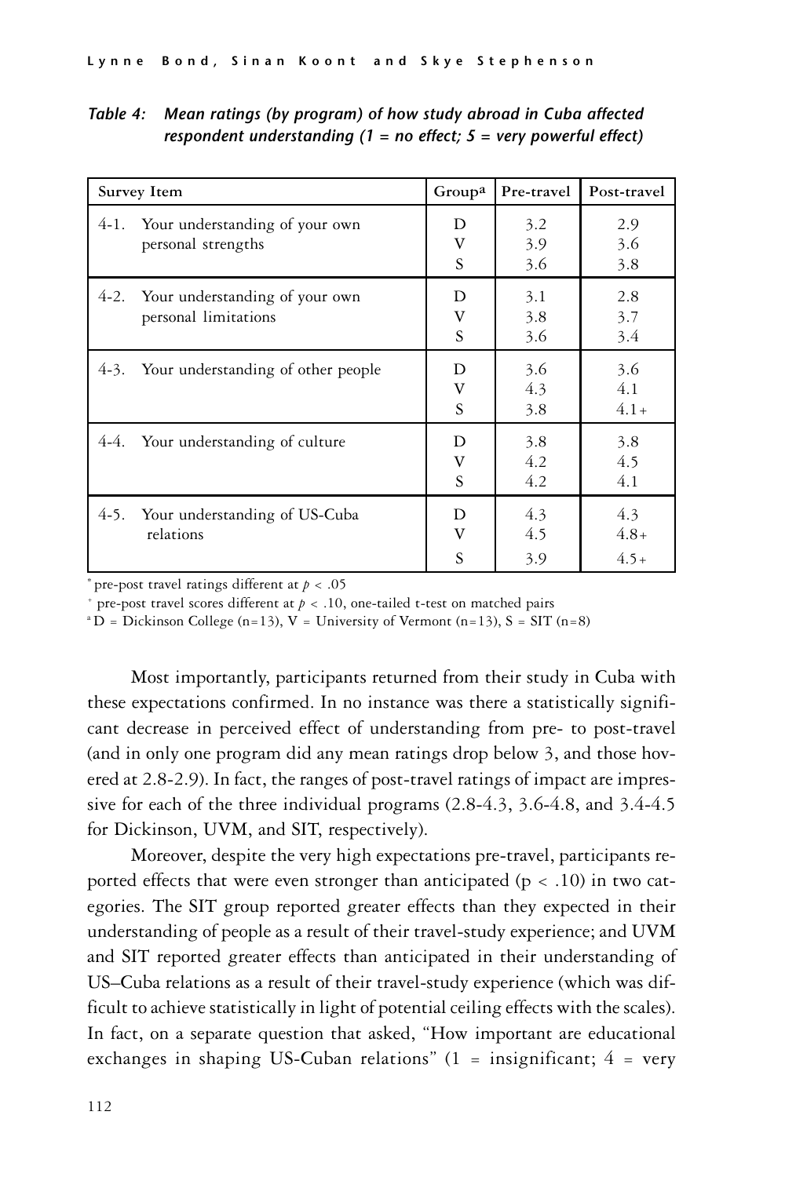*Table 4: Mean ratings (by program) of how study abroad in Cuba affected respondent understanding (1 = no effect; 5 = very powerful effect)*

| Survey Item | Group[a] | Pre-travel | Post-travel |
|---|---|---|---|
| 4-1. Your understanding of your own personal strengths | D | 3.2 | 2.9 |
| | V | 3.9 | 3.6 |
| | S | 3.6 | 3.8 |
| 4-2. Your understanding of your own personal limitations | D | 3.1 | 2.8 |
| | V | 3.8 | 3.7 |
| | S | 3.6 | 3.4 |
| 4-3. Your understanding of other people | D | 3.6 | 3.6 |
| | V | 4.3 | 4.1 |
| | S | 3.8 | 4.1+ |
| 4-4. Your understanding of culture | D | 3.8 | 3.8 |
| | V | 4.2 | 4.5 |
| | S | 4.2 | 4.1 |
| 4-5. Your understanding of US-Cuba relations | D | 4.3 | 4.3 |
| | V | 4.5 | 4.8+ |
| | S | 3.9 | 4.5+ |

\* pre-post travel ratings different at $p < .05$

+ pre-post travel scores different at $p < .10$, one-tailed t-test on matched pairs

[a] D = Dickinson College (n=13), V = University of Vermont (n=13), S = SIT (n=8)

Most importantly, participants returned from their study in Cuba with these expectations confirmed. In no instance was there a statistically significant decrease in perceived effect of understanding from pre- to post-travel (and in only one program did any mean ratings drop below 3, and those hovered at 2.8-2.9). In fact, the ranges of post-travel ratings of impact are impressive for each of the three individual programs (2.8-4.3, 3.6-4.8, and 3.4-4.5 for Dickinson, UVM, and SIT, respectively).

Moreover, despite the very high expectations pre-travel, participants reported effects that were even stronger than anticipated ($p < .10$) in two categories. The SIT group reported greater effects than they expected in their understanding of people as a result of their travel-study experience; and UVM and SIT reported greater effects than anticipated in their understanding of US–Cuba relations as a result of their travel-study experience (which was difficult to achieve statistically in light of potential ceiling effects with the scales). In fact, on a separate question that asked, "How important are educational exchanges in shaping US-Cuban relations" (1 = insignificant; 4 = very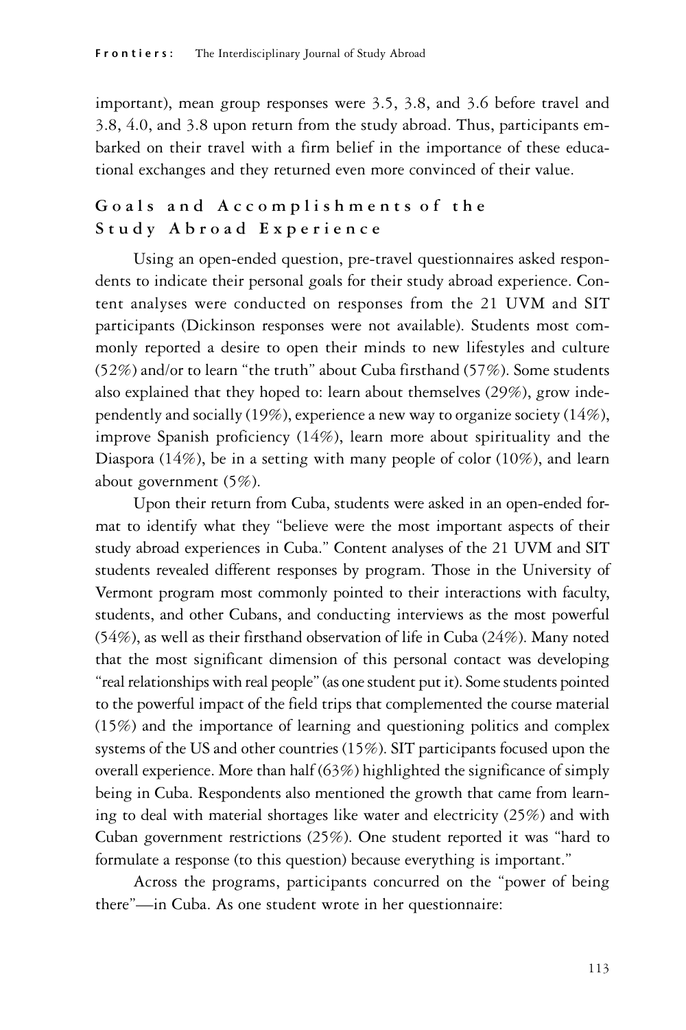important), mean group responses were 3.5, 3.8, and 3.6 before travel and 3.8, 4.0, and 3.8 upon return from the study abroad. Thus, participants embarked on their travel with a firm belief in the importance of these educational exchanges and they returned even more convinced of their value.

## Goals and Accomplishments of the Study Abroad Experience

Using an open-ended question, pre-travel questionnaires asked respondents to indicate their personal goals for their study abroad experience. Content analyses were conducted on responses from the 21 UVM and SIT participants (Dickinson responses were not available). Students most commonly reported a desire to open their minds to new lifestyles and culture (52%) and/or to learn "the truth" about Cuba firsthand (57%). Some students also explained that they hoped to: learn about themselves (29%), grow independently and socially (19%), experience a new way to organize society (14%), improve Spanish proficiency (14%), learn more about spirituality and the Diaspora (14%), be in a setting with many people of color (10%), and learn about government (5%).

Upon their return from Cuba, students were asked in an open-ended format to identify what they "believe were the most important aspects of their study abroad experiences in Cuba." Content analyses of the 21 UVM and SIT students revealed different responses by program. Those in the University of Vermont program most commonly pointed to their interactions with faculty, students, and other Cubans, and conducting interviews as the most powerful (54%), as well as their firsthand observation of life in Cuba (24%). Many noted that the most significant dimension of this personal contact was developing "real relationships with real people" (as one student put it). Some students pointed to the powerful impact of the field trips that complemented the course material (15%) and the importance of learning and questioning politics and complex systems of the US and other countries (15%). SIT participants focused upon the overall experience. More than half (63%) highlighted the significance of simply being in Cuba. Respondents also mentioned the growth that came from learning to deal with material shortages like water and electricity (25%) and with Cuban government restrictions (25%). One student reported it was "hard to formulate a response (to this question) because everything is important."

Across the programs, participants concurred on the "power of being there"—in Cuba. As one student wrote in her questionnaire: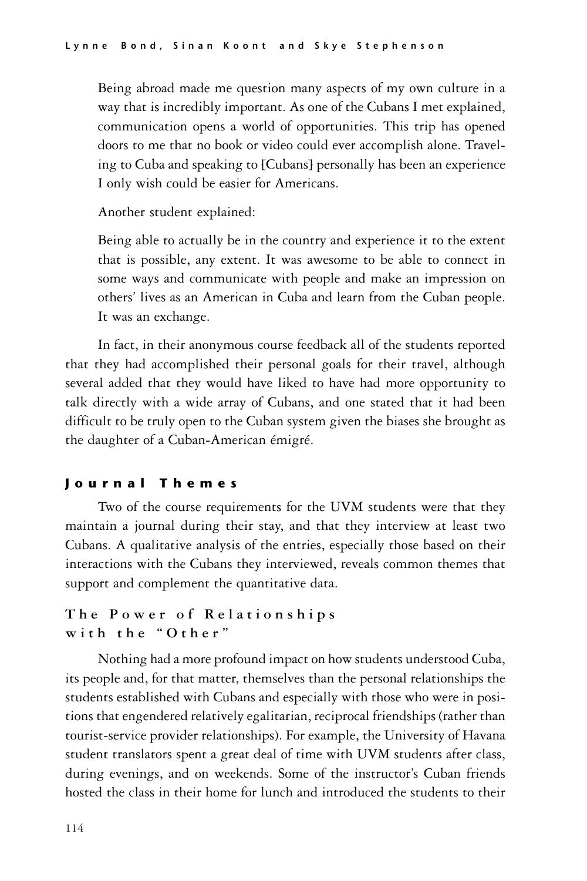> Being abroad made me question many aspects of my own culture in a way that is incredibly important. As one of the Cubans I met explained, communication opens a world of opportunities. This trip has opened doors to me that no book or video could ever accomplish alone. Traveling to Cuba and speaking to [Cubans] personally has been an experience I only wish could be easier for Americans.

Another student explained:

> Being able to actually be in the country and experience it to the extent that is possible, any extent. It was awesome to be able to connect in some ways and communicate with people and make an impression on others' lives as an American in Cuba and learn from the Cuban people. It was an exchange.

In fact, in their anonymous course feedback all of the students reported that they had accomplished their personal goals for their travel, although several added that they would have liked to have had more opportunity to talk directly with a wide array of Cubans, and one stated that it had been difficult to be truly open to the Cuban system given the biases she brought as the daughter of a Cuban-American émigré.

## Journal Themes

Two of the course requirements for the UVM students were that they maintain a journal during their stay, and that they interview at least two Cubans. A qualitative analysis of the entries, especially those based on their interactions with the Cubans they interviewed, reveals common themes that support and complement the quantitative data.

### The Power of Relationships with the "Other"

Nothing had a more profound impact on how students understood Cuba, its people and, for that matter, themselves than the personal relationships the students established with Cubans and especially with those who were in positions that engendered relatively egalitarian, reciprocal friendships (rather than tourist-service provider relationships). For example, the University of Havana student translators spent a great deal of time with UVM students after class, during evenings, and on weekends. Some of the instructor's Cuban friends hosted the class in their home for lunch and introduced the students to their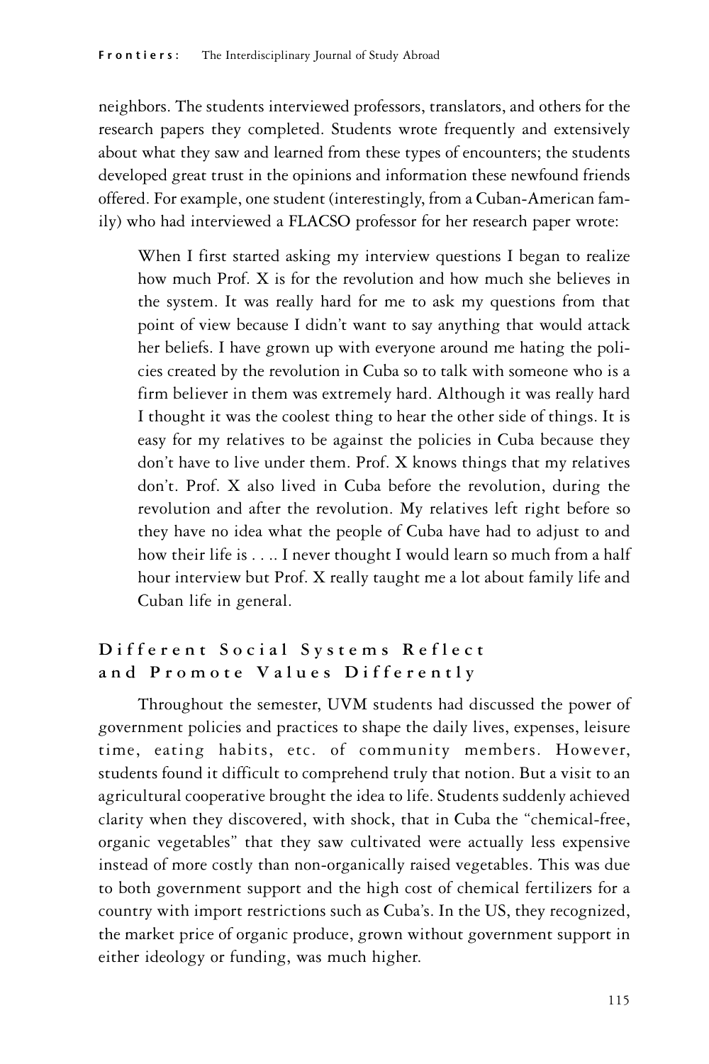neighbors. The students interviewed professors, translators, and others for the research papers they completed. Students wrote frequently and extensively about what they saw and learned from these types of encounters; the students developed great trust in the opinions and information these newfound friends offered. For example, one student (interestingly, from a Cuban-American family) who had interviewed a FLACSO professor for her research paper wrote:

> When I first started asking my interview questions I began to realize how much Prof. X is for the revolution and how much she believes in the system. It was really hard for me to ask my questions from that point of view because I didn't want to say anything that would attack her beliefs. I have grown up with everyone around me hating the policies created by the revolution in Cuba so to talk with someone who is a firm believer in them was extremely hard. Although it was really hard I thought it was the coolest thing to hear the other side of things. It is easy for my relatives to be against the policies in Cuba because they don't have to live under them. Prof. X knows things that my relatives don't. Prof. X also lived in Cuba before the revolution, during the revolution and after the revolution. My relatives left right before so they have no idea what the people of Cuba have had to adjust to and how their life is . . .. I never thought I would learn so much from a half hour interview but Prof. X really taught me a lot about family life and Cuban life in general.

## Different Social Systems Reflect and Promote Values Differently

Throughout the semester, UVM students had discussed the power of government policies and practices to shape the daily lives, expenses, leisure time, eating habits, etc. of community members. However, students found it difficult to comprehend truly that notion. But a visit to an agricultural cooperative brought the idea to life. Students suddenly achieved clarity when they discovered, with shock, that in Cuba the "chemical-free, organic vegetables" that they saw cultivated were actually less expensive instead of more costly than non-organically raised vegetables. This was due to both government support and the high cost of chemical fertilizers for a country with import restrictions such as Cuba's. In the US, they recognized, the market price of organic produce, grown without government support in either ideology or funding, was much higher.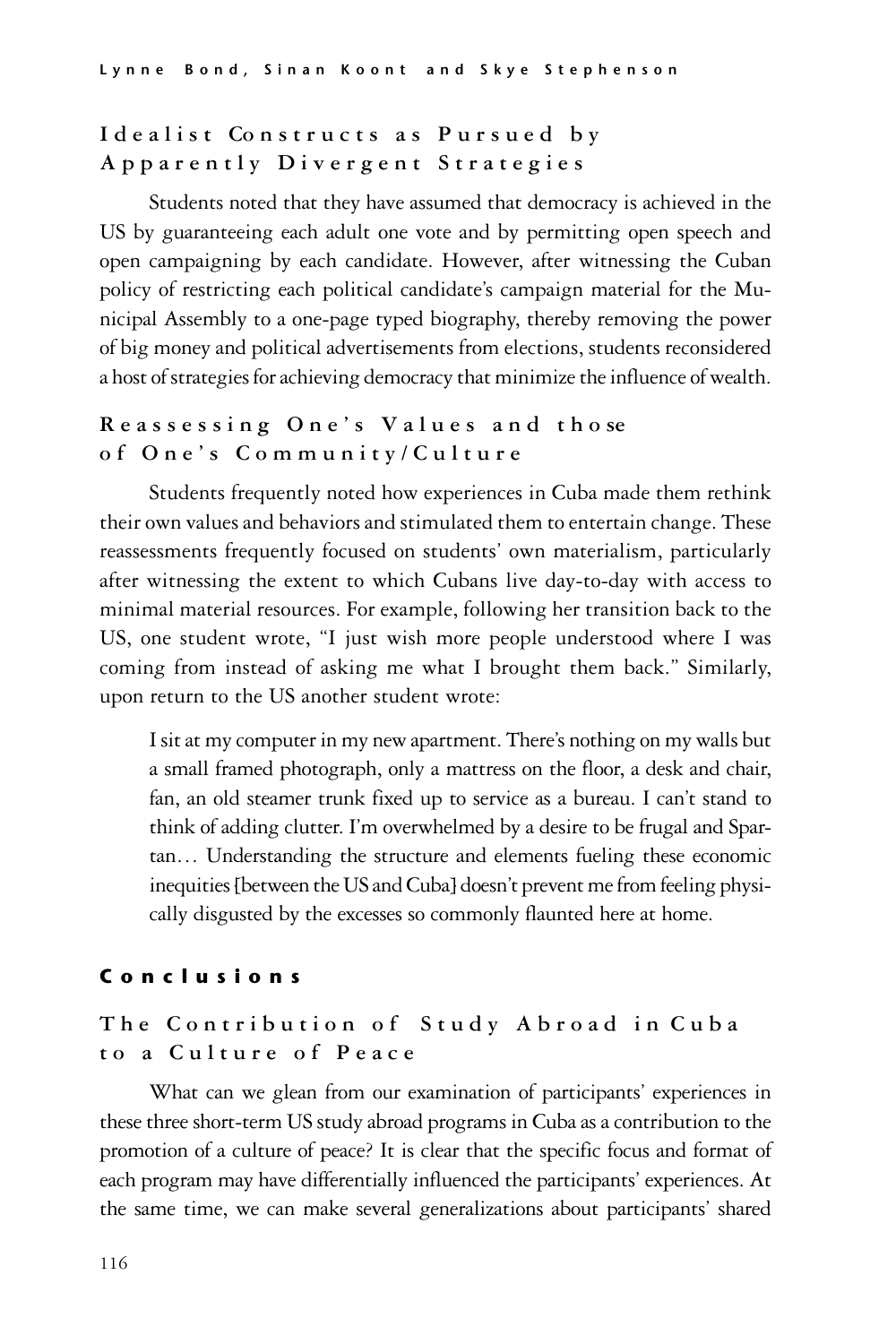### Idealist Constructs as Pursued by Apparently Divergent Strategies

Students noted that they have assumed that democracy is achieved in the US by guaranteeing each adult one vote and by permitting open speech and open campaigning by each candidate. However, after witnessing the Cuban policy of restricting each political candidate's campaign material for the Municipal Assembly to a one-page typed biography, thereby removing the power of big money and political advertisements from elections, students reconsidered a host of strategies for achieving democracy that minimize the influence of wealth.

### Reassessing One's Values and those of One's Community/Culture

Students frequently noted how experiences in Cuba made them rethink their own values and behaviors and stimulated them to entertain change. These reassessments frequently focused on students' own materialism, particularly after witnessing the extent to which Cubans live day-to-day with access to minimal material resources. For example, following her transition back to the US, one student wrote, "I just wish more people understood where I was coming from instead of asking me what I brought them back." Similarly, upon return to the US another student wrote:

> I sit at my computer in my new apartment. There's nothing on my walls but a small framed photograph, only a mattress on the floor, a desk and chair, fan, an old steamer trunk fixed up to service as a bureau. I can't stand to think of adding clutter. I'm overwhelmed by a desire to be frugal and Spartan… Understanding the structure and elements fueling these economic inequities [between the US and Cuba] doesn't prevent me from feeling physically disgusted by the excesses so commonly flaunted here at home.

## Conclusions

### The Contribution of Study Abroad in Cuba to a Culture of Peace

What can we glean from our examination of participants' experiences in these three short-term US study abroad programs in Cuba as a contribution to the promotion of a culture of peace? It is clear that the specific focus and format of each program may have differentially influenced the participants' experiences. At the same time, we can make several generalizations about participants' shared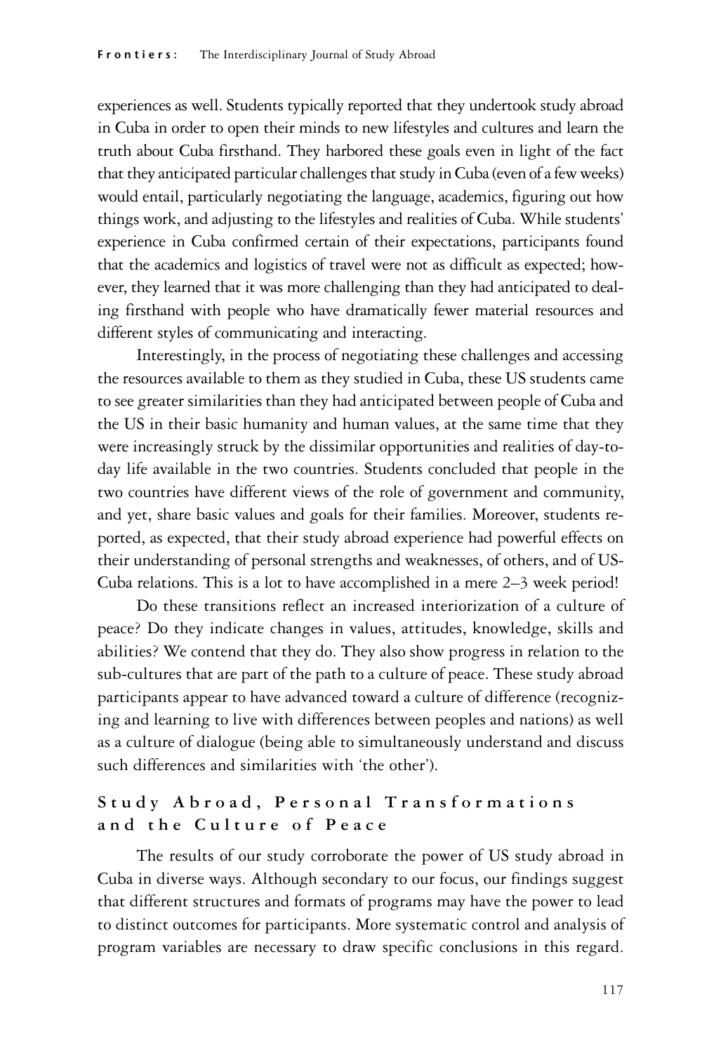experiences as well. Students typically reported that they undertook study abroad in Cuba in order to open their minds to new lifestyles and cultures and learn the truth about Cuba firsthand. They harbored these goals even in light of the fact that they anticipated particular challenges that study in Cuba (even of a few weeks) would entail, particularly negotiating the language, academics, figuring out how things work, and adjusting to the lifestyles and realities of Cuba. While students' experience in Cuba confirmed certain of their expectations, participants found that the academics and logistics of travel were not as difficult as expected; however, they learned that it was more challenging than they had anticipated to dealing firsthand with people who have dramatically fewer material resources and different styles of communicating and interacting.

Interestingly, in the process of negotiating these challenges and accessing the resources available to them as they studied in Cuba, these US students came to see greater similarities than they had anticipated between people of Cuba and the US in their basic humanity and human values, at the same time that they were increasingly struck by the dissimilar opportunities and realities of day-to-day life available in the two countries. Students concluded that people in the two countries have different views of the role of government and community, and yet, share basic values and goals for their families. Moreover, students reported, as expected, that their study abroad experience had powerful effects on their understanding of personal strengths and weaknesses, of others, and of US-Cuba relations. This is a lot to have accomplished in a mere 2–3 week period!

Do these transitions reflect an increased interiorization of a culture of peace? Do they indicate changes in values, attitudes, knowledge, skills and abilities? We contend that they do. They also show progress in relation to the sub-cultures that are part of the path to a culture of peace. These study abroad participants appear to have advanced toward a culture of difference (recognizing and learning to live with differences between peoples and nations) as well as a culture of dialogue (being able to simultaneously understand and discuss such differences and similarities with 'the other').

## Study Abroad, Personal Transformations and the Culture of Peace

The results of our study corroborate the power of US study abroad in Cuba in diverse ways. Although secondary to our focus, our findings suggest that different structures and formats of programs may have the power to lead to distinct outcomes for participants. More systematic control and analysis of program variables are necessary to draw specific conclusions in this regard.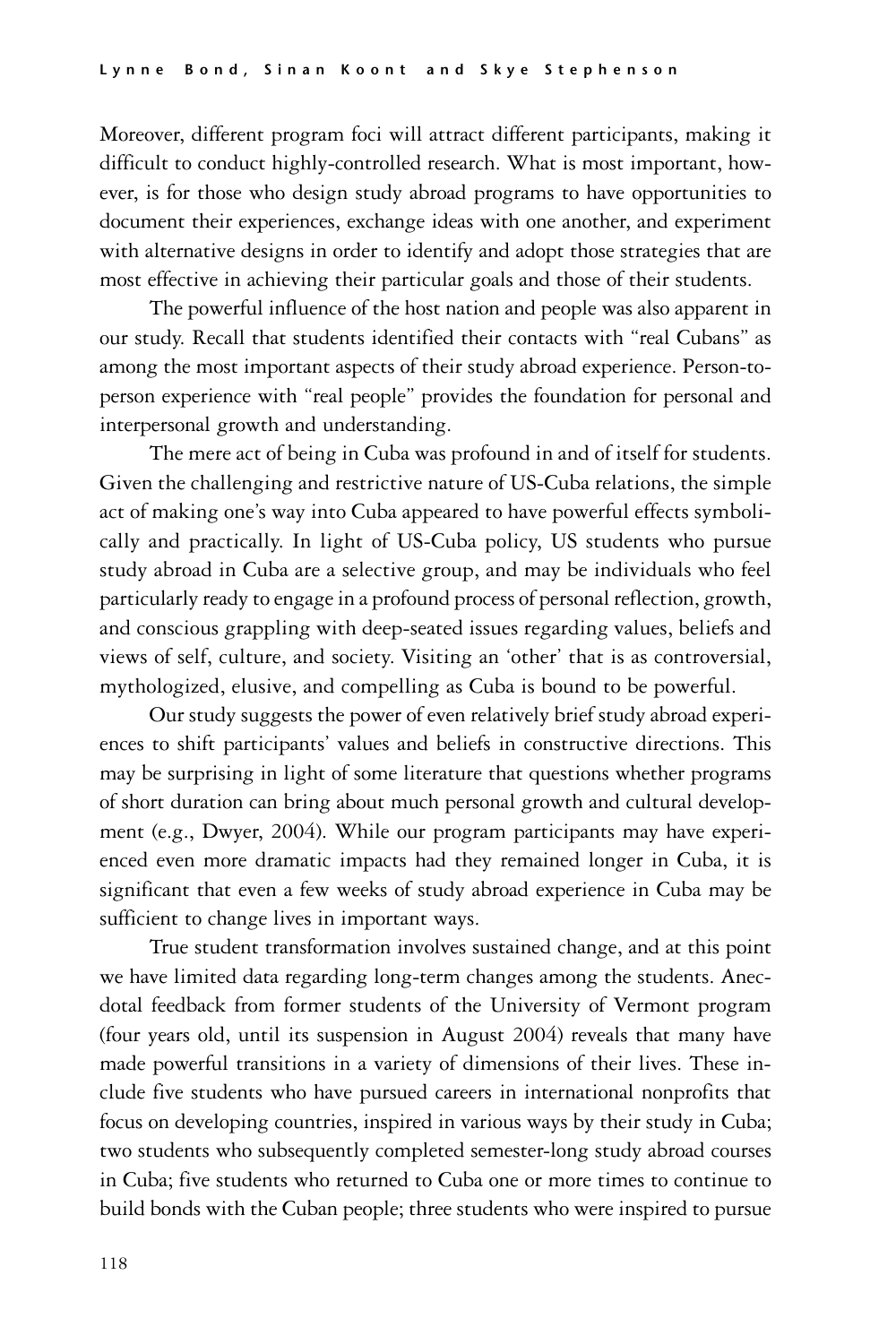Moreover, different program foci will attract different participants, making it difficult to conduct highly-controlled research. What is most important, however, is for those who design study abroad programs to have opportunities to document their experiences, exchange ideas with one another, and experiment with alternative designs in order to identify and adopt those strategies that are most effective in achieving their particular goals and those of their students.

The powerful influence of the host nation and people was also apparent in our study. Recall that students identified their contacts with "real Cubans" as among the most important aspects of their study abroad experience. Person-to-person experience with "real people" provides the foundation for personal and interpersonal growth and understanding.

The mere act of being in Cuba was profound in and of itself for students. Given the challenging and restrictive nature of US-Cuba relations, the simple act of making one's way into Cuba appeared to have powerful effects symbolically and practically. In light of US-Cuba policy, US students who pursue study abroad in Cuba are a selective group, and may be individuals who feel particularly ready to engage in a profound process of personal reflection, growth, and conscious grappling with deep-seated issues regarding values, beliefs and views of self, culture, and society. Visiting an 'other' that is as controversial, mythologized, elusive, and compelling as Cuba is bound to be powerful.

Our study suggests the power of even relatively brief study abroad experiences to shift participants' values and beliefs in constructive directions. This may be surprising in light of some literature that questions whether programs of short duration can bring about much personal growth and cultural development (e.g., Dwyer, 2004). While our program participants may have experienced even more dramatic impacts had they remained longer in Cuba, it is significant that even a few weeks of study abroad experience in Cuba may be sufficient to change lives in important ways.

True student transformation involves sustained change, and at this point we have limited data regarding long-term changes among the students. Anecdotal feedback from former students of the University of Vermont program (four years old, until its suspension in August 2004) reveals that many have made powerful transitions in a variety of dimensions of their lives. These include five students who have pursued careers in international nonprofits that focus on developing countries, inspired in various ways by their study in Cuba; two students who subsequently completed semester-long study abroad courses in Cuba; five students who returned to Cuba one or more times to continue to build bonds with the Cuban people; three students who were inspired to pursue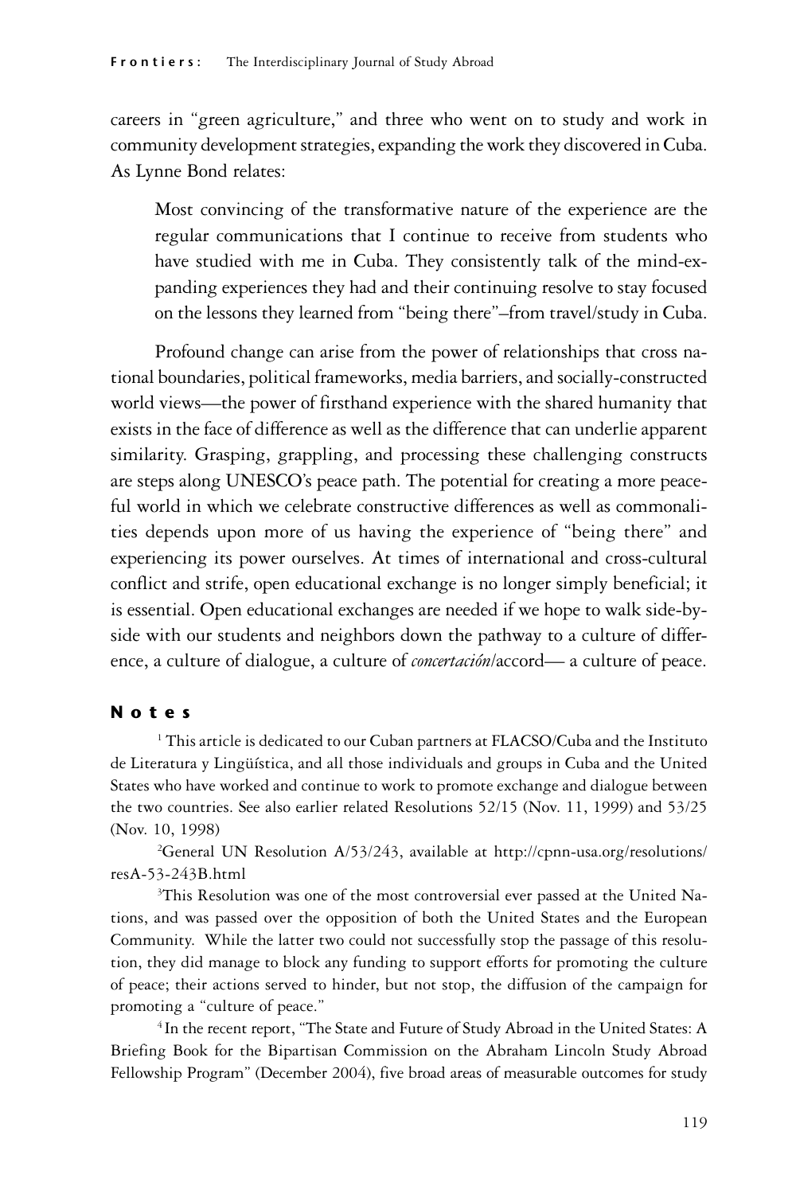careers in "green agriculture," and three who went on to study and work in community development strategies, expanding the work they discovered in Cuba. As Lynne Bond relates:

> Most convincing of the transformative nature of the experience are the regular communications that I continue to receive from students who have studied with me in Cuba. They consistently talk of the mind-expanding experiences they had and their continuing resolve to stay focused on the lessons they learned from "being there"–from travel/study in Cuba.

Profound change can arise from the power of relationships that cross national boundaries, political frameworks, media barriers, and socially-constructed world views—the power of firsthand experience with the shared humanity that exists in the face of difference as well as the difference that can underlie apparent similarity. Grasping, grappling, and processing these challenging constructs are steps along UNESCO's peace path. The potential for creating a more peaceful world in which we celebrate constructive differences as well as commonalities depends upon more of us having the experience of "being there" and experiencing its power ourselves. At times of international and cross-cultural conflict and strife, open educational exchange is no longer simply beneficial; it is essential. Open educational exchanges are needed if we hope to walk side-by-side with our students and neighbors down the pathway to a culture of difference, a culture of dialogue, a culture of *concertación*/accord— a culture of peace.

## Notes

[1] This article is dedicated to our Cuban partners at FLACSO/Cuba and the Instituto de Literatura y Lingüística, and all those individuals and groups in Cuba and the United States who have worked and continue to work to promote exchange and dialogue between the two countries. See also earlier related Resolutions 52/15 (Nov. 11, 1999) and 53/25 (Nov. 10, 1998)

[2] General UN Resolution A/53/243, available at http://cpnn-usa.org/resolutions/resA-53-243B.html

[3] This Resolution was one of the most controversial ever passed at the United Nations, and was passed over the opposition of both the United States and the European Community. While the latter two could not successfully stop the passage of this resolution, they did manage to block any funding to support efforts for promoting the culture of peace; their actions served to hinder, but not stop, the diffusion of the campaign for promoting a "culture of peace."

[4] In the recent report, "The State and Future of Study Abroad in the United States: A Briefing Book for the Bipartisan Commission on the Abraham Lincoln Study Abroad Fellowship Program" (December 2004), five broad areas of measurable outcomes for study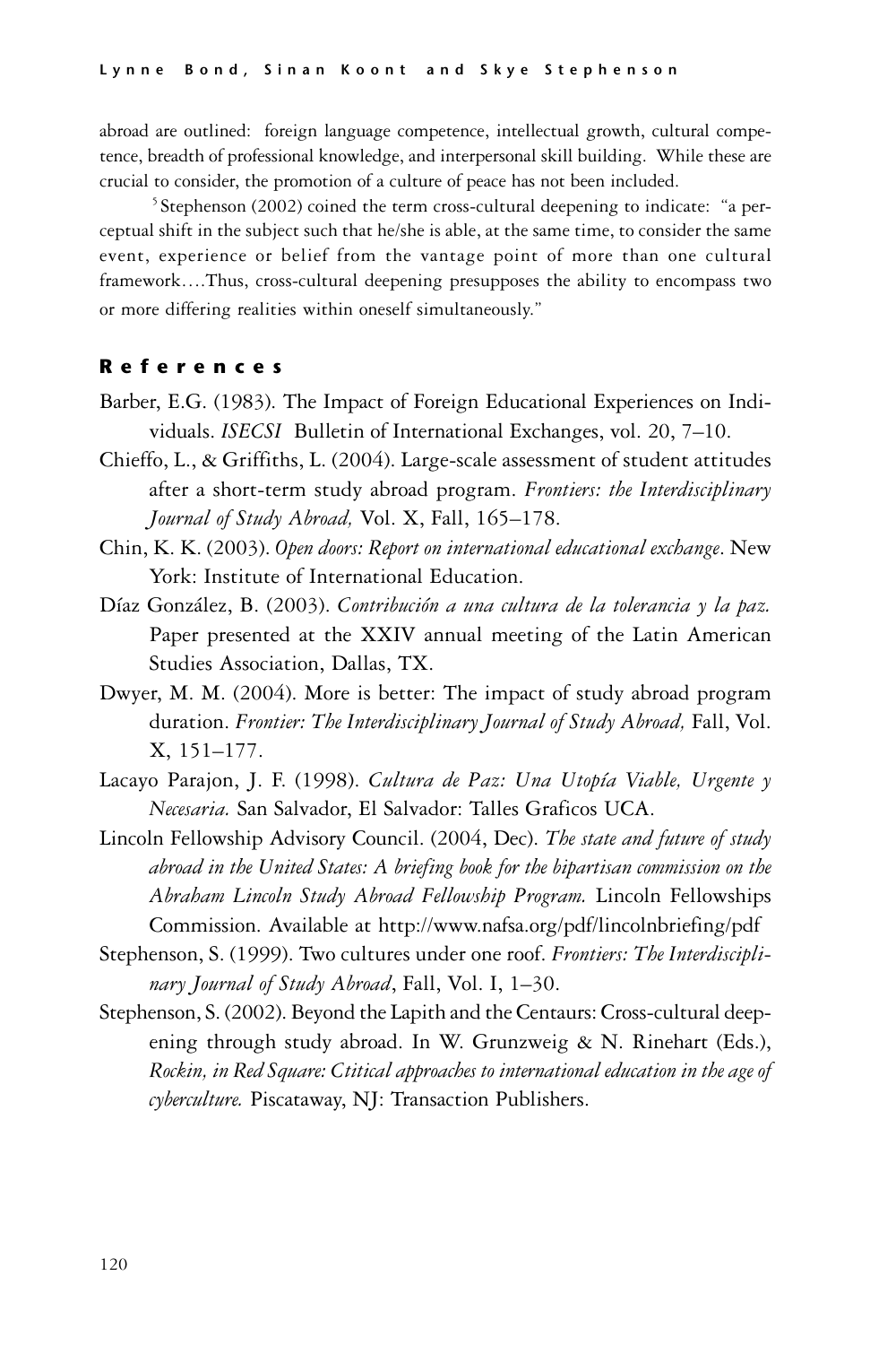abroad are outlined: foreign language competence, intellectual growth, cultural competence, breadth of professional knowledge, and interpersonal skill building. While these are crucial to consider, the promotion of a culture of peace has not been included.

[5] Stephenson (2002) coined the term cross-cultural deepening to indicate: "a perceptual shift in the subject such that he/she is able, at the same time, to consider the same event, experience or belief from the vantage point of more than one cultural framework….Thus, cross-cultural deepening presupposes the ability to encompass two or more differing realities within oneself simultaneously."

## References

Barber, E.G. (1983). The Impact of Foreign Educational Experiences on Individuals. *ISECSI* Bulletin of International Exchanges, vol. 20, 7–10.

Chieffo, L., & Griffiths, L. (2004). Large-scale assessment of student attitudes after a short-term study abroad program. *Frontiers: the Interdisciplinary Journal of Study Abroad,* Vol. X, Fall, 165–178.

Chin, K. K. (2003). *Open doors: Report on international educational exchange*. New York: Institute of International Education.

Díaz González, B. (2003). *Contribución a una cultura de la tolerancia y la paz.* Paper presented at the XXIV annual meeting of the Latin American Studies Association, Dallas, TX.

Dwyer, M. M. (2004). More is better: The impact of study abroad program duration. *Frontier: The Interdisciplinary Journal of Study Abroad,* Fall, Vol. X, 151–177.

Lacayo Parajon, J. F. (1998). *Cultura de Paz: Una Utopía Viable, Urgente y Necesaria.* San Salvador, El Salvador: Talles Graficos UCA.

Lincoln Fellowship Advisory Council. (2004, Dec). *The state and future of study abroad in the United States: A briefing book for the bipartisan commission on the Abraham Lincoln Study Abroad Fellowship Program.* Lincoln Fellowships Commission. Available at http://www.nafsa.org/pdf/lincolnbriefing/pdf

Stephenson, S. (1999). Two cultures under one roof. *Frontiers: The Interdisciplinary Journal of Study Abroad*, Fall, Vol. I, 1–30.

Stephenson, S. (2002). Beyond the Lapith and the Centaurs: Cross-cultural deepening through study abroad. In W. Grunzweig & N. Rinehart (Eds.), *Rockin, in Red Square: Ctitical approaches to international education in the age of cyberculture.* Piscataway, NJ: Transaction Publishers.